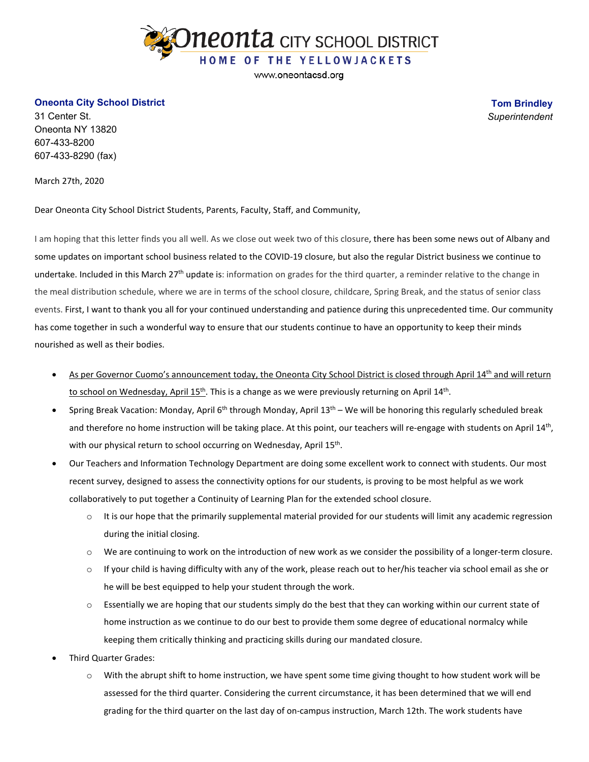# Oneonta CITY SCHOOL DISTRICT

HOME OF THE YELLOWJACKETS

www.oneontacsd.org

**Oneonta City School District**
31 Center St.
Oneonta NY 13820
607-433-8200
607-433-8290 (fax)

**Tom Brindley**
*Superintendent*

March 27th, 2020

Dear Oneonta City School District Students, Parents, Faculty, Staff, and Community,

I am hoping that this letter finds you all well. As we close out week two of this closure, there has been some news out of Albany and some updates on important school business related to the COVID-19 closure, but also the regular District business we continue to undertake. Included in this March 27th update is: information on grades for the third quarter, a reminder relative to the change in the meal distribution schedule, where we are in terms of the school closure, childcare, Spring Break, and the status of senior class events. First, I want to thank you all for your continued understanding and patience during this unprecedented time. Our community has come together in such a wonderful way to ensure that our students continue to have an opportunity to keep their minds nourished as well as their bodies.

- As per Governor Cuomo's announcement today, the Oneonta City School District is closed through April 14th and will return to school on Wednesday, April 15th. This is a change as we were previously returning on April 14th.
- Spring Break Vacation: Monday, April 6th through Monday, April 13th – We will be honoring this regularly scheduled break and therefore no home instruction will be taking place. At this point, our teachers will re-engage with students on April 14th, with our physical return to school occurring on Wednesday, April 15th.
- Our Teachers and Information Technology Department are doing some excellent work to connect with students. Our most recent survey, designed to assess the connectivity options for our students, is proving to be most helpful as we work collaboratively to put together a Continuity of Learning Plan for the extended school closure.
  - It is our hope that the primarily supplemental material provided for our students will limit any academic regression during the initial closing.
  - We are continuing to work on the introduction of new work as we consider the possibility of a longer-term closure.
  - If your child is having difficulty with any of the work, please reach out to her/his teacher via school email as she or he will be best equipped to help your student through the work.
  - Essentially we are hoping that our students simply do the best that they can working within our current state of home instruction as we continue to do our best to provide them some degree of educational normalcy while keeping them critically thinking and practicing skills during our mandated closure.
- Third Quarter Grades:
  - With the abrupt shift to home instruction, we have spent some time giving thought to how student work will be assessed for the third quarter. Considering the current circumstance, it has been determined that we will end grading for the third quarter on the last day of on-campus instruction, March 12th. The work students have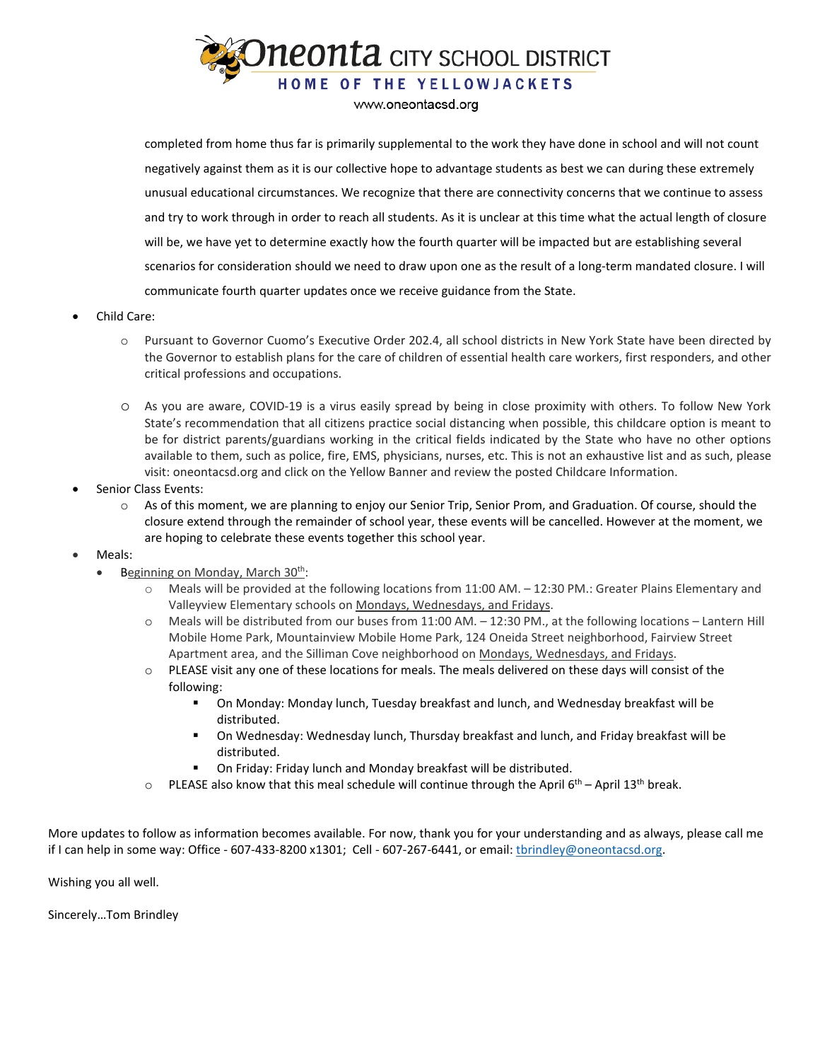completed from home thus far is primarily supplemental to the work they have done in school and will not count negatively against them as it is our collective hope to advantage students as best we can during these extremely unusual educational circumstances. We recognize that there are connectivity concerns that we continue to assess and try to work through in order to reach all students. As it is unclear at this time what the actual length of closure will be, we have yet to determine exactly how the fourth quarter will be impacted but are establishing several scenarios for consideration should we need to draw upon one as the result of a long-term mandated closure. I will communicate fourth quarter updates once we receive guidance from the State.

- Child Care:
  - Pursuant to Governor Cuomo's Executive Order 202.4, all school districts in New York State have been directed by the Governor to establish plans for the care of children of essential health care workers, first responders, and other critical professions and occupations.
  - As you are aware, COVID-19 is a virus easily spread by being in close proximity with others. To follow New York State's recommendation that all citizens practice social distancing when possible, this childcare option is meant to be for district parents/guardians working in the critical fields indicated by the State who have no other options available to them, such as police, fire, EMS, physicians, nurses, etc. This is not an exhaustive list and as such, please visit: oneontacsd.org and click on the Yellow Banner and review the posted Childcare Information.
- Senior Class Events:
  - As of this moment, we are planning to enjoy our Senior Trip, Senior Prom, and Graduation. Of course, should the closure extend through the remainder of school year, these events will be cancelled. However at the moment, we are hoping to celebrate these events together this school year.
- Meals:
  - Beginning on Monday, March 30th:
    - Meals will be provided at the following locations from 11:00 AM. – 12:30 PM.: Greater Plains Elementary and Valleyview Elementary schools on Mondays, Wednesdays, and Fridays.
    - Meals will be distributed from our buses from 11:00 AM. – 12:30 PM., at the following locations – Lantern Hill Mobile Home Park, Mountainview Mobile Home Park, 124 Oneida Street neighborhood, Fairview Street Apartment area, and the Silliman Cove neighborhood on Mondays, Wednesdays, and Fridays.
    - PLEASE visit any one of these locations for meals. The meals delivered on these days will consist of the following:
      - On Monday: Monday lunch, Tuesday breakfast and lunch, and Wednesday breakfast will be distributed.
      - On Wednesday: Wednesday lunch, Thursday breakfast and lunch, and Friday breakfast will be distributed.
      - On Friday: Friday lunch and Monday breakfast will be distributed.
    - PLEASE also know that this meal schedule will continue through the April 6th – April 13th break.

More updates to follow as information becomes available. For now, thank you for your understanding and as always, please call me if I can help in some way: Office - 607-433-8200 x1301; Cell - 607-267-6441, or email: tbrindley@oneontacsd.org.

Wishing you all well.

Sincerely…Tom Brindley